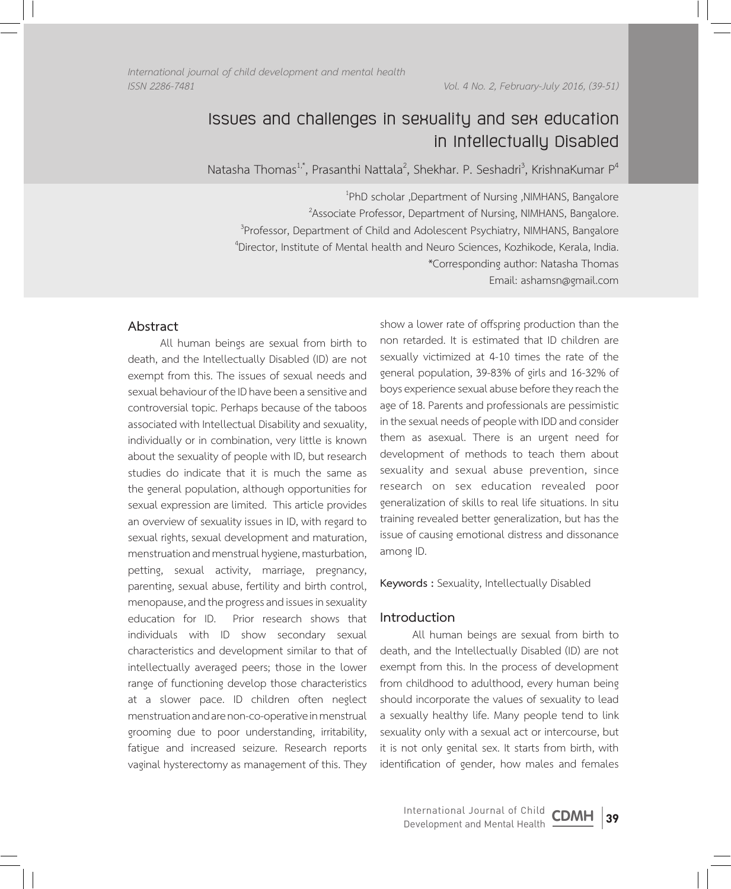*International journal of child development and mental health*
*ISSN 2286-7481*

# Issues and challenges in sexuality and sex education in Intellectually Disabled

Natasha Thomas[1,*], Prasanthi Nattala[2], Shekhar. P. Seshadri[3], KrishnaKumar P[4]

[1]PhD scholar ,Department of Nursing ,NIMHANS, Bangalore
[2]Associate Professor, Department of Nursing, NIMHANS, Bangalore.
[3]Professor, Department of Child and Adolescent Psychiatry, NIMHANS, Bangalore
[4]Director, Institute of Mental health and Neuro Sciences, Kozhikode, Kerala, India.
*Corresponding author: Natasha Thomas
Email: ashamsn@gmail.com

## Abstract

All human beings are sexual from birth to death, and the Intellectually Disabled (ID) are not exempt from this. The issues of sexual needs and sexual behaviour of the ID have been a sensitive and controversial topic. Perhaps because of the taboos associated with Intellectual Disability and sexuality, individually or in combination, very little is known about the sexuality of people with ID, but research studies do indicate that it is much the same as the general population, although opportunities for sexual expression are limited. This article provides an overview of sexuality issues in ID, with regard to sexual rights, sexual development and maturation, menstruation and menstrual hygiene, masturbation, petting, sexual activity, marriage, pregnancy, parenting, sexual abuse, fertility and birth control, menopause, and the progress and issues in sexuality education for ID. Prior research shows that individuals with ID show secondary sexual characteristics and development similar to that of intellectually averaged peers; those in the lower range of functioning develop those characteristics at a slower pace. ID children often neglect menstruation and are non-co-operative in menstrual grooming due to poor understanding, irritability, fatigue and increased seizure. Research reports vaginal hysterectomy as management of this. They show a lower rate of offspring production than the non retarded. It is estimated that ID children are sexually victimized at 4-10 times the rate of the general population, 39-83% of girls and 16-32% of boys experience sexual abuse before they reach the age of 18. Parents and professionals are pessimistic in the sexual needs of people with IDD and consider them as asexual. There is an urgent need for development of methods to teach them about sexuality and sexual abuse prevention, since research on sex education revealed poor generalization of skills to real life situations. In situ training revealed better generalization, but has the issue of causing emotional distress and dissonance among ID.

**Keywords :** Sexuality, Intellectually Disabled

## Introduction

All human beings are sexual from birth to death, and the Intellectually Disabled (ID) are not exempt from this. In the process of development from childhood to adulthood, every human being should incorporate the values of sexuality to lead a sexually healthy life. Many people tend to link sexuality only with a sexual act or intercourse, but it is not only genital sex. It starts from birth, with identification of gender, how males and females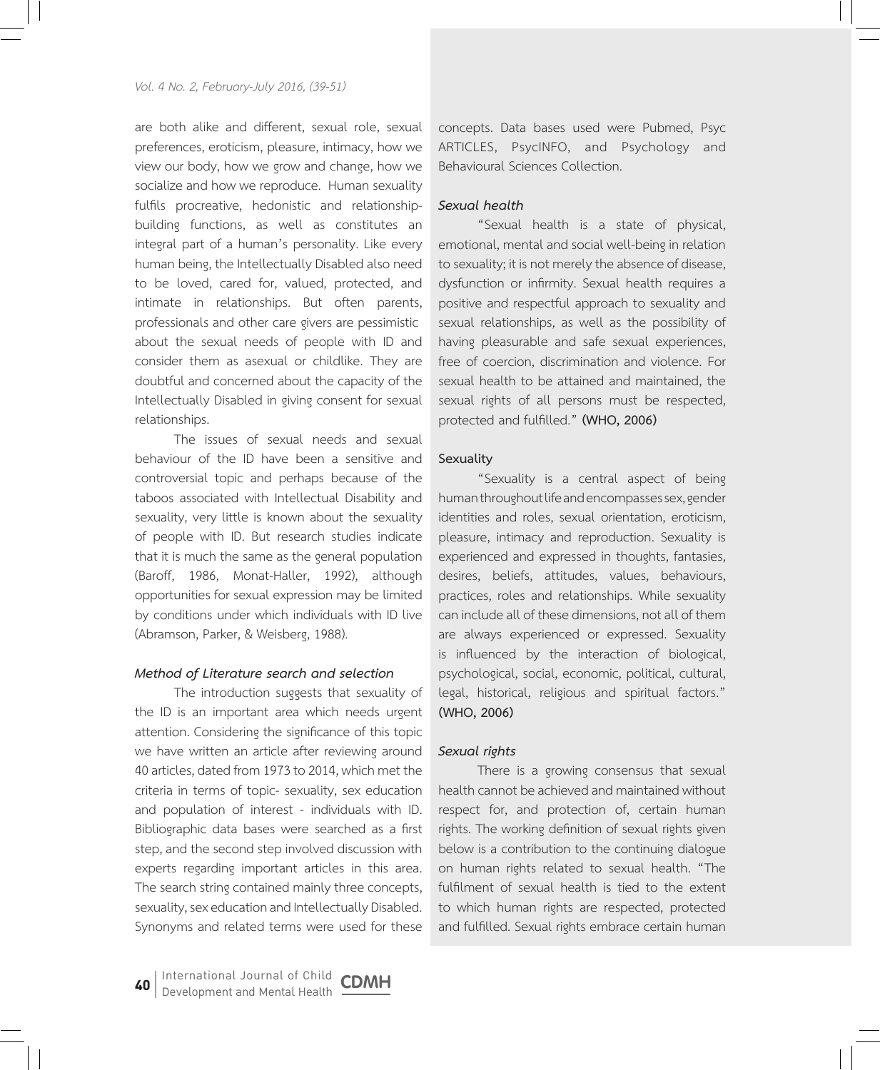are both alike and different, sexual role, sexual preferences, eroticism, pleasure, intimacy, how we view our body, how we grow and change, how we socialize and how we reproduce. Human sexuality fulfils procreative, hedonistic and relationship-building functions, as well as constitutes an integral part of a human's personality. Like every human being, the Intellectually Disabled also need to be loved, cared for, valued, protected, and intimate in relationships. But often parents, professionals and other care givers are pessimistic about the sexual needs of people with ID and consider them as asexual or childlike. They are doubtful and concerned about the capacity of the Intellectually Disabled in giving consent for sexual relationships.

The issues of sexual needs and sexual behaviour of the ID have been a sensitive and controversial topic and perhaps because of the taboos associated with Intellectual Disability and sexuality, very little is known about the sexuality of people with ID. But research studies indicate that it is much the same as the general population (Baroff, 1986, Monat-Haller, 1992), although opportunities for sexual expression may be limited by conditions under which individuals with ID live (Abramson, Parker, & Weisberg, 1988).

### *Method of Literature search and selection*

The introduction suggests that sexuality of the ID is an important area which needs urgent attention. Considering the significance of this topic we have written an article after reviewing around 40 articles, dated from 1973 to 2014, which met the criteria in terms of topic- sexuality, sex education and population of interest - individuals with ID. Bibliographic data bases were searched as a first step, and the second step involved discussion with experts regarding important articles in this area. The search string contained mainly three concepts, sexuality, sex education and Intellectually Disabled. Synonyms and related terms were used for these concepts. Data bases used were Pubmed, Psyc ARTICLES, PsycINFO, and Psychology and Behavioural Sciences Collection.

### *Sexual health*

"Sexual health is a state of physical, emotional, mental and social well-being in relation to sexuality; it is not merely the absence of disease, dysfunction or infirmity. Sexual health requires a positive and respectful approach to sexuality and sexual relationships, as well as the possibility of having pleasurable and safe sexual experiences, free of coercion, discrimination and violence. For sexual health to be attained and maintained, the sexual rights of all persons must be respected, protected and fulfilled." **(WHO, 2006)**

### Sexuality

"Sexuality is a central aspect of being human throughout life and encompasses sex, gender identities and roles, sexual orientation, eroticism, pleasure, intimacy and reproduction. Sexuality is experienced and expressed in thoughts, fantasies, desires, beliefs, attitudes, values, behaviours, practices, roles and relationships. While sexuality can include all of these dimensions, not all of them are always experienced or expressed. Sexuality is influenced by the interaction of biological, psychological, social, economic, political, cultural, legal, historical, religious and spiritual factors." **(WHO, 2006)**

### *Sexual rights*

There is a growing consensus that sexual health cannot be achieved and maintained without respect for, and protection of, certain human rights. The working definition of sexual rights given below is a contribution to the continuing dialogue on human rights related to sexual health. "The fulfilment of sexual health is tied to the extent to which human rights are respected, protected and fulfilled. Sexual rights embrace certain human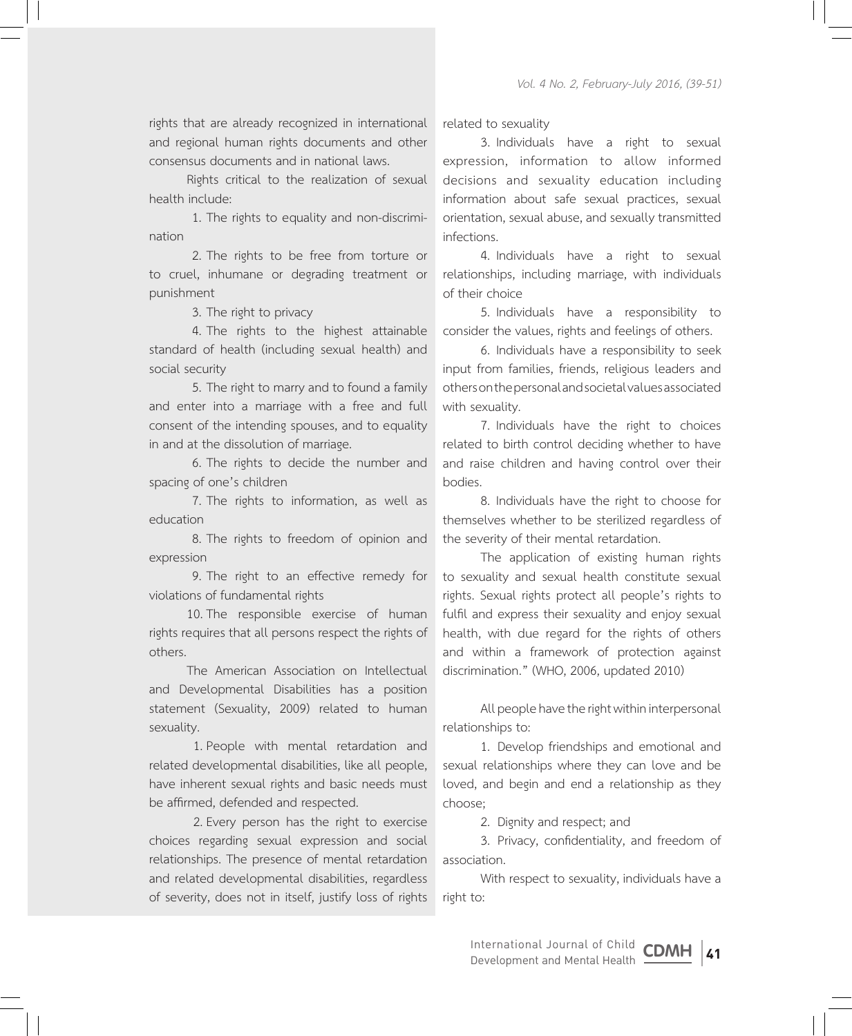rights that are already recognized in international and regional human rights documents and other consensus documents and in national laws.

Rights critical to the realization of sexual health include:

1. The rights to equality and non-discrimination
2. The rights to be free from torture or to cruel, inhumane or degrading treatment or punishment
3. The right to privacy
4. The rights to the highest attainable standard of health (including sexual health) and social security
5. The right to marry and to found a family and enter into a marriage with a free and full consent of the intending spouses, and to equality in and at the dissolution of marriage.
6. The rights to decide the number and spacing of one's children
7. The rights to information, as well as education
8. The rights to freedom of opinion and expression
9. The right to an effective remedy for violations of fundamental rights
10. The responsible exercise of human rights requires that all persons respect the rights of others.

The American Association on Intellectual and Developmental Disabilities has a position statement (Sexuality, 2009) related to human sexuality.

1. People with mental retardation and related developmental disabilities, like all people, have inherent sexual rights and basic needs must be affirmed, defended and respected.
2. Every person has the right to exercise choices regarding sexual expression and social relationships. The presence of mental retardation and related developmental disabilities, regardless of severity, does not in itself, justify loss of rights related to sexuality
3. Individuals have a right to sexual expression, information to allow informed decisions and sexuality education including information about safe sexual practices, sexual orientation, sexual abuse, and sexually transmitted infections.
4. Individuals have a right to sexual relationships, including marriage, with individuals of their choice
5. Individuals have a responsibility to consider the values, rights and feelings of others.
6. Individuals have a responsibility to seek input from families, friends, religious leaders and others on the personal and societal values associated with sexuality.
7. Individuals have the right to choices related to birth control deciding whether to have and raise children and having control over their bodies.
8. Individuals have the right to choose for themselves whether to be sterilized regardless of the severity of their mental retardation.

The application of existing human rights to sexuality and sexual health constitute sexual rights. Sexual rights protect all people's rights to fulfil and express their sexuality and enjoy sexual health, with due regard for the rights of others and within a framework of protection against discrimination." (WHO, 2006, updated 2010)

All people have the right within interpersonal relationships to:

1. Develop friendships and emotional and sexual relationships where they can love and be loved, and begin and end a relationship as they choose;
2. Dignity and respect; and
3. Privacy, confidentiality, and freedom of association.

With respect to sexuality, individuals have a right to: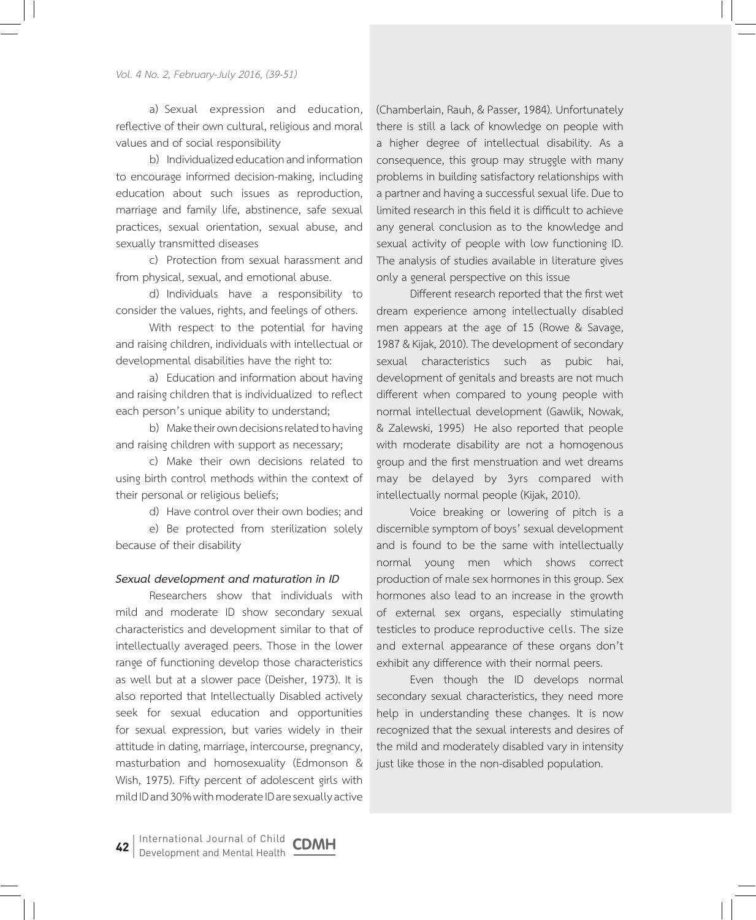a) Sexual expression and education, reflective of their own cultural, religious and moral values and of social responsibility

b) Individualized education and information to encourage informed decision-making, including education about such issues as reproduction, marriage and family life, abstinence, safe sexual practices, sexual orientation, sexual abuse, and sexually transmitted diseases

c) Protection from sexual harassment and from physical, sexual, and emotional abuse.

d) Individuals have a responsibility to consider the values, rights, and feelings of others.

With respect to the potential for having and raising children, individuals with intellectual or developmental disabilities have the right to:

a) Education and information about having and raising children that is individualized to reflect each person's unique ability to understand;

b) Make their own decisions related to having and raising children with support as necessary;

c) Make their own decisions related to using birth control methods within the context of their personal or religious beliefs;

d) Have control over their own bodies; and

e) Be protected from sterilization solely because of their disability

### *Sexual development and maturation in ID*

Researchers show that individuals with mild and moderate ID show secondary sexual characteristics and development similar to that of intellectually averaged peers. Those in the lower range of functioning develop those characteristics as well but at a slower pace (Deisher, 1973). It is also reported that Intellectually Disabled actively seek for sexual education and opportunities for sexual expression, but varies widely in their attitude in dating, marriage, intercourse, pregnancy, masturbation and homosexuality (Edmonson & Wish, 1975). Fifty percent of adolescent girls with mild ID and 30% with moderate ID are sexually active (Chamberlain, Rauh, & Passer, 1984). Unfortunately there is still a lack of knowledge on people with a higher degree of intellectual disability. As a consequence, this group may struggle with many problems in building satisfactory relationships with a partner and having a successful sexual life. Due to limited research in this field it is difficult to achieve any general conclusion as to the knowledge and sexual activity of people with low functioning ID. The analysis of studies available in literature gives only a general perspective on this issue

Different research reported that the first wet dream experience among intellectually disabled men appears at the age of 15 (Rowe & Savage, 1987 & Kijak, 2010). The development of secondary sexual characteristics such as pubic hai, development of genitals and breasts are not much different when compared to young people with normal intellectual development (Gawlik, Nowak, & Zalewski, 1995) He also reported that people with moderate disability are not a homogenous group and the first menstruation and wet dreams may be delayed by 3yrs compared with intellectually normal people (Kijak, 2010).

Voice breaking or lowering of pitch is a discernible symptom of boys' sexual development and is found to be the same with intellectually normal young men which shows correct production of male sex hormones in this group. Sex hormones also lead to an increase in the growth of external sex organs, especially stimulating testicles to produce reproductive cells. The size and external appearance of these organs don't exhibit any difference with their normal peers.

Even though the ID develops normal secondary sexual characteristics, they need more help in understanding these changes. It is now recognized that the sexual interests and desires of the mild and moderately disabled vary in intensity just like those in the non-disabled population.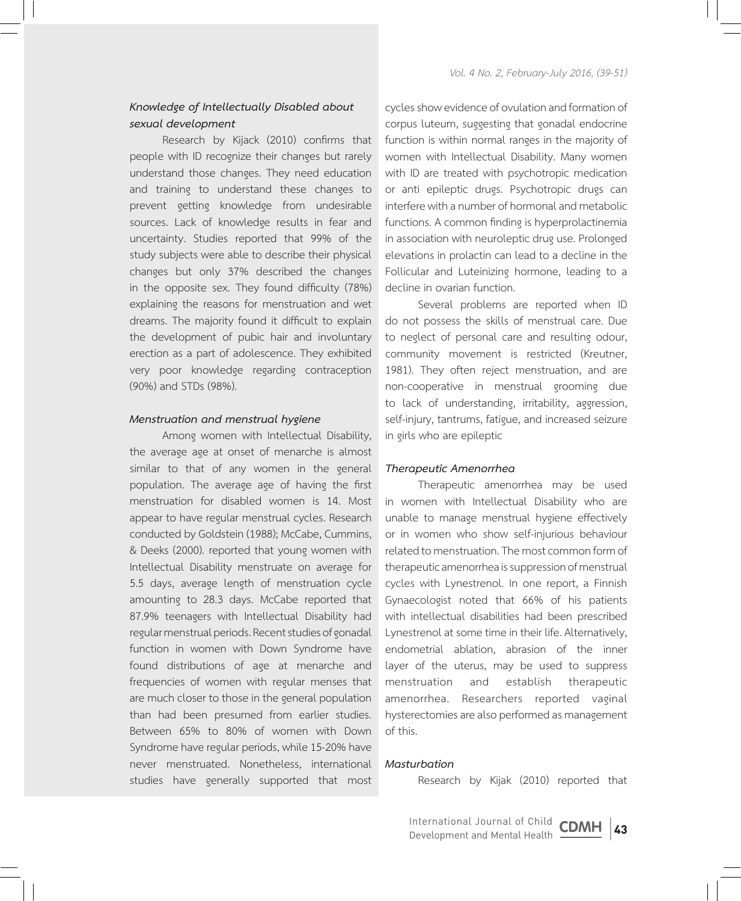### *Knowledge of Intellectually Disabled about sexual development*

Research by Kijack (2010) confirms that people with ID recognize their changes but rarely understand those changes. They need education and training to understand these changes to prevent getting knowledge from undesirable sources. Lack of knowledge results in fear and uncertainty. Studies reported that 99% of the study subjects were able to describe their physical changes but only 37% described the changes in the opposite sex. They found difficulty (78%) explaining the reasons for menstruation and wet dreams. The majority found it difficult to explain the development of pubic hair and involuntary erection as a part of adolescence. They exhibited very poor knowledge regarding contraception (90%) and STDs (98%).

### *Menstruation and menstrual hygiene*

Among women with Intellectual Disability, the average age at onset of menarche is almost similar to that of any women in the general population. The average age of having the first menstruation for disabled women is 14. Most appear to have regular menstrual cycles. Research conducted by Goldstein (1988); McCabe, Cummins, & Deeks (2000). reported that young women with Intellectual Disability menstruate on average for 5.5 days, average length of menstruation cycle amounting to 28.3 days. McCabe reported that 87.9% teenagers with Intellectual Disability had regular menstrual periods. Recent studies of gonadal function in women with Down Syndrome have found distributions of age at menarche and frequencies of women with regular menses that are much closer to those in the general population than had been presumed from earlier studies. Between 65% to 80% of women with Down Syndrome have regular periods, while 15-20% have never menstruated. Nonetheless, international studies have generally supported that most cycles show evidence of ovulation and formation of corpus luteum, suggesting that gonadal endocrine function is within normal ranges in the majority of women with Intellectual Disability. Many women with ID are treated with psychotropic medication or anti epileptic drugs. Psychotropic drugs can interfere with a number of hormonal and metabolic functions. A common finding is hyperprolactinemia in association with neuroleptic drug use. Prolonged elevations in prolactin can lead to a decline in the Follicular and Luteinizing hormone, leading to a decline in ovarian function.

Several problems are reported when ID do not possess the skills of menstrual care. Due to neglect of personal care and resulting odour, community movement is restricted (Kreutner, 1981). They often reject menstruation, and are non-cooperative in menstrual grooming due to lack of understanding, irritability, aggression, self-injury, tantrums, fatigue, and increased seizure in girls who are epileptic

### *Therapeutic Amenorrhea*

Therapeutic amenorrhea may be used in women with Intellectual Disability who are unable to manage menstrual hygiene effectively or in women who show self-injurious behaviour related to menstruation. The most common form of therapeutic amenorrhea is suppression of menstrual cycles with Lynestrenol. In one report, a Finnish Gynaecologist noted that 66% of his patients with intellectual disabilities had been prescribed Lynestrenol at some time in their life. Alternatively, endometrial ablation, abrasion of the inner layer of the uterus, may be used to suppress menstruation and establish therapeutic amenorrhea. Researchers reported vaginal hysterectomies are also performed as management of this.

### *Masturbation*

Research by Kijak (2010) reported that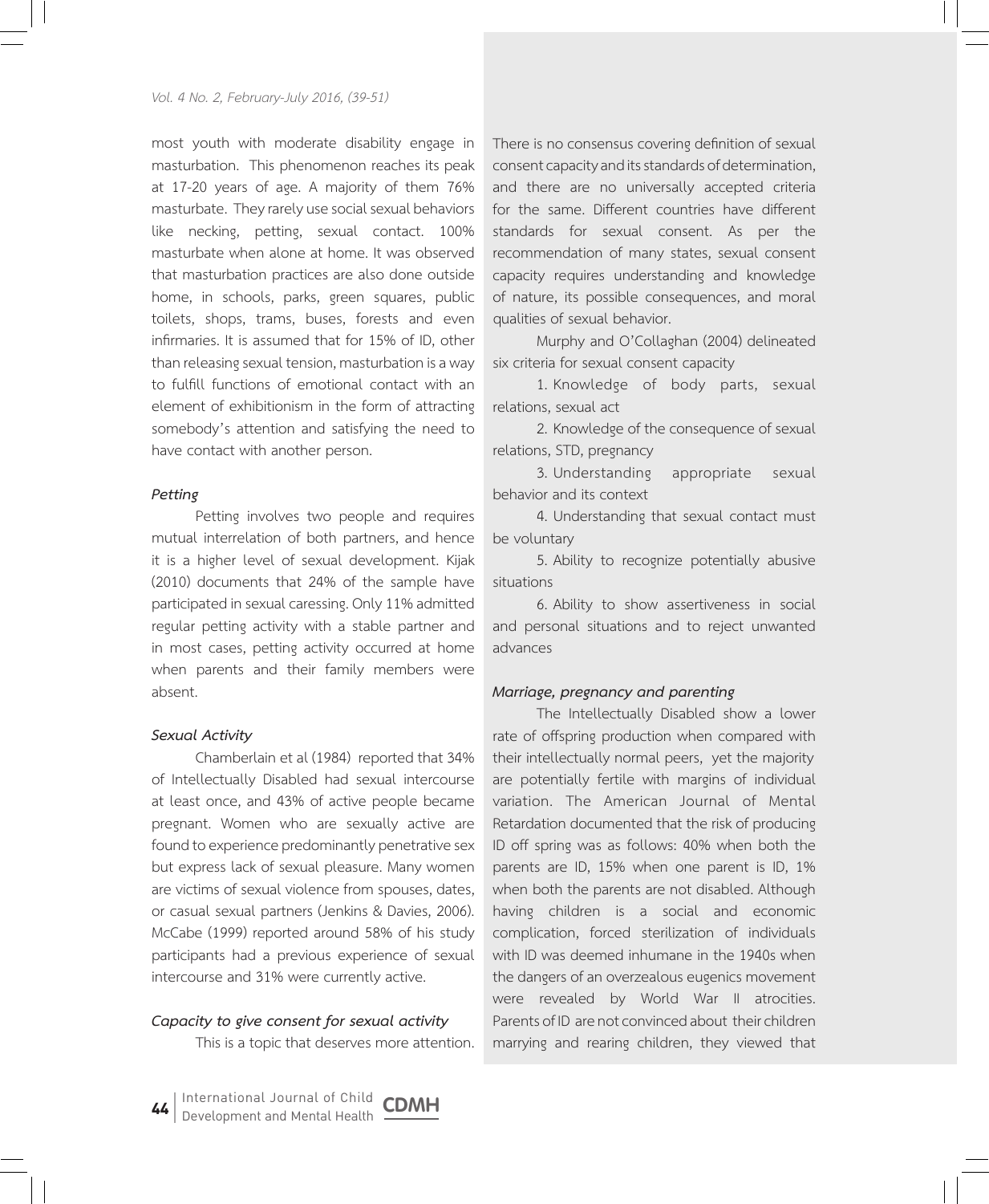most youth with moderate disability engage in masturbation. This phenomenon reaches its peak at 17-20 years of age. A majority of them 76% masturbate. They rarely use social sexual behaviors like necking, petting, sexual contact. 100% masturbate when alone at home. It was observed that masturbation practices are also done outside home, in schools, parks, green squares, public toilets, shops, trams, buses, forests and even infirmaries. It is assumed that for 15% of ID, other than releasing sexual tension, masturbation is a way to fulfill functions of emotional contact with an element of exhibitionism in the form of attracting somebody's attention and satisfying the need to have contact with another person.

### *Petting*

Petting involves two people and requires mutual interrelation of both partners, and hence it is a higher level of sexual development. Kijak (2010) documents that 24% of the sample have participated in sexual caressing. Only 11% admitted regular petting activity with a stable partner and in most cases, petting activity occurred at home when parents and their family members were absent.

### *Sexual Activity*

Chamberlain et al (1984) reported that 34% of Intellectually Disabled had sexual intercourse at least once, and 43% of active people became pregnant. Women who are sexually active are found to experience predominantly penetrative sex but express lack of sexual pleasure. Many women are victims of sexual violence from spouses, dates, or casual sexual partners (Jenkins & Davies, 2006). McCabe (1999) reported around 58% of his study participants had a previous experience of sexual intercourse and 31% were currently active.

### *Capacity to give consent for sexual activity*

This is a topic that deserves more attention. There is no consensus covering definition of sexual consent capacity and its standards of determination, and there are no universally accepted criteria for the same. Different countries have different standards for sexual consent. As per the recommendation of many states, sexual consent capacity requires understanding and knowledge of nature, its possible consequences, and moral qualities of sexual behavior.

Murphy and O'Collaghan (2004) delineated six criteria for sexual consent capacity

1. Knowledge of body parts, sexual relations, sexual act
2. Knowledge of the consequence of sexual relations, STD, pregnancy
3. Understanding appropriate sexual behavior and its context
4. Understanding that sexual contact must be voluntary
5. Ability to recognize potentially abusive situations
6. Ability to show assertiveness in social and personal situations and to reject unwanted advances

### *Marriage, pregnancy and parenting*

The Intellectually Disabled show a lower rate of offspring production when compared with their intellectually normal peers, yet the majority are potentially fertile with margins of individual variation. The American Journal of Mental Retardation documented that the risk of producing ID off spring was as follows: 40% when both the parents are ID, 15% when one parent is ID, 1% when both the parents are not disabled. Although having children is a social and economic complication, forced sterilization of individuals with ID was deemed inhumane in the 1940s when the dangers of an overzealous eugenics movement were revealed by World War II atrocities. Parents of ID are not convinced about their children marrying and rearing children, they viewed that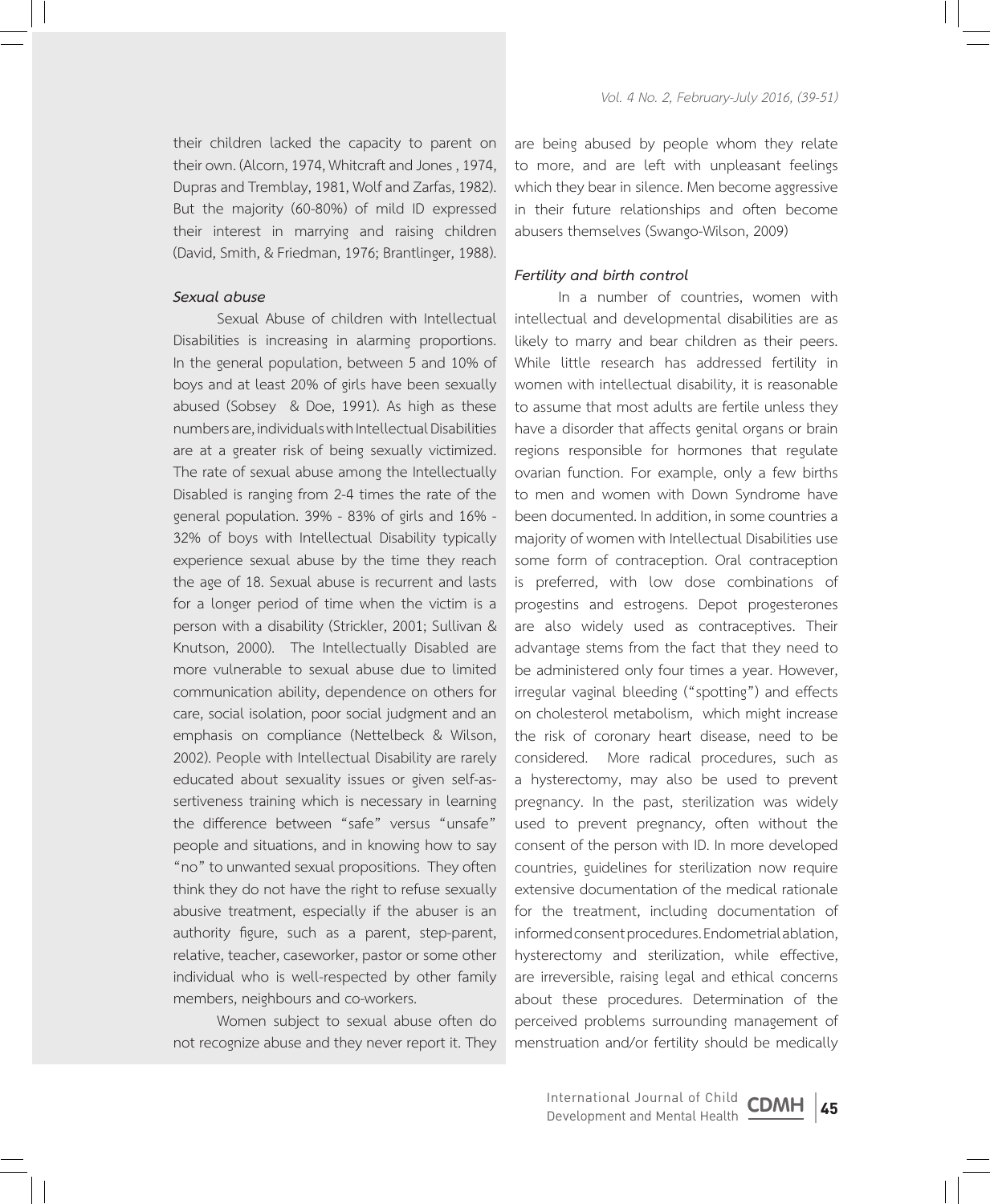their children lacked the capacity to parent on their own. (Alcorn, 1974, Whitcraft and Jones , 1974, Dupras and Tremblay, 1981, Wolf and Zarfas, 1982). But the majority (60-80%) of mild ID expressed their interest in marrying and raising children (David, Smith, & Friedman, 1976; Brantlinger, 1988).

### *Sexual abuse*

Sexual Abuse of children with Intellectual Disabilities is increasing in alarming proportions. In the general population, between 5 and 10% of boys and at least 20% of girls have been sexually abused (Sobsey & Doe, 1991). As high as these numbers are, individuals with Intellectual Disabilities are at a greater risk of being sexually victimized. The rate of sexual abuse among the Intellectually Disabled is ranging from 2-4 times the rate of the general population. 39% - 83% of girls and 16% - 32% of boys with Intellectual Disability typically experience sexual abuse by the time they reach the age of 18. Sexual abuse is recurrent and lasts for a longer period of time when the victim is a person with a disability (Strickler, 2001; Sullivan & Knutson, 2000). The Intellectually Disabled are more vulnerable to sexual abuse due to limited communication ability, dependence on others for care, social isolation, poor social judgment and an emphasis on compliance (Nettelbeck & Wilson, 2002). People with Intellectual Disability are rarely educated about sexuality issues or given self-assertiveness training which is necessary in learning the difference between "safe" versus "unsafe" people and situations, and in knowing how to say "no" to unwanted sexual propositions. They often think they do not have the right to refuse sexually abusive treatment, especially if the abuser is an authority figure, such as a parent, step-parent, relative, teacher, caseworker, pastor or some other individual who is well-respected by other family members, neighbours and co-workers.

Women subject to sexual abuse often do not recognize abuse and they never report it. They are being abused by people whom they relate to more, and are left with unpleasant feelings which they bear in silence. Men become aggressive in their future relationships and often become abusers themselves (Swango-Wilson, 2009)

### *Fertility and birth control*

In a number of countries, women with intellectual and developmental disabilities are as likely to marry and bear children as their peers. While little research has addressed fertility in women with intellectual disability, it is reasonable to assume that most adults are fertile unless they have a disorder that affects genital organs or brain regions responsible for hormones that regulate ovarian function. For example, only a few births to men and women with Down Syndrome have been documented. In addition, in some countries a majority of women with Intellectual Disabilities use some form of contraception. Oral contraception is preferred, with low dose combinations of progestins and estrogens. Depot progesterones are also widely used as contraceptives. Their advantage stems from the fact that they need to be administered only four times a year. However, irregular vaginal bleeding ("spotting") and effects on cholesterol metabolism, which might increase the risk of coronary heart disease, need to be considered. More radical procedures, such as a hysterectomy, may also be used to prevent pregnancy. In the past, sterilization was widely used to prevent pregnancy, often without the consent of the person with ID. In more developed countries, guidelines for sterilization now require extensive documentation of the medical rationale for the treatment, including documentation of informed consent procedures. Endometrial ablation, hysterectomy and sterilization, while effective, are irreversible, raising legal and ethical concerns about these procedures. Determination of the perceived problems surrounding management of menstruation and/or fertility should be medically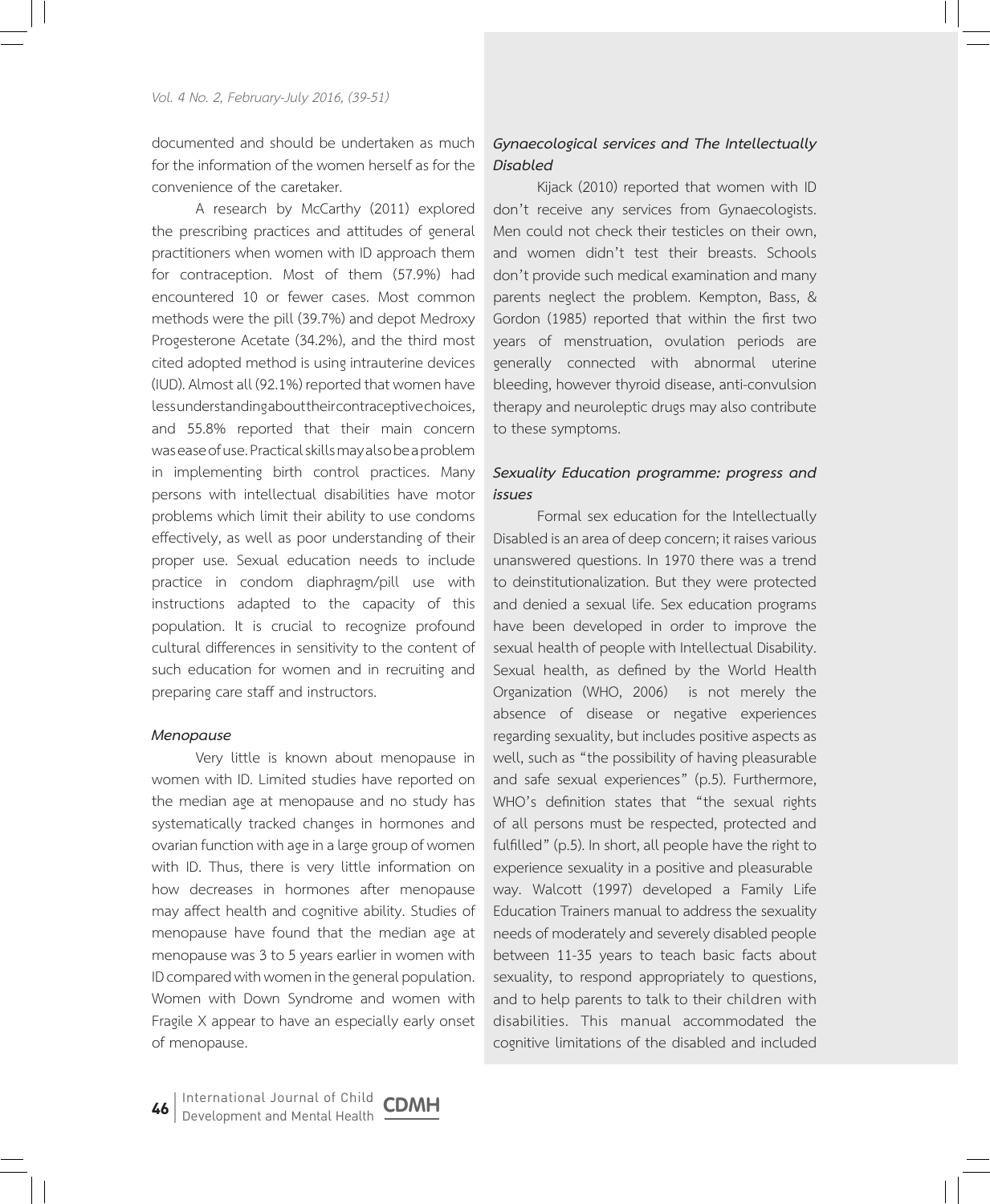documented and should be undertaken as much for the information of the women herself as for the convenience of the caretaker.

A research by McCarthy (2011) explored the prescribing practices and attitudes of general practitioners when women with ID approach them for contraception. Most of them (57.9%) had encountered 10 or fewer cases. Most common methods were the pill (39.7%) and depot Medroxy Progesterone Acetate (34.2%), and the third most cited adopted method is using intrauterine devices (IUD). Almost all (92.1%) reported that women have less understanding about their contraceptive choices, and 55.8% reported that their main concern was ease of use. Practical skills may also be a problem in implementing birth control practices. Many persons with intellectual disabilities have motor problems which limit their ability to use condoms effectively, as well as poor understanding of their proper use. Sexual education needs to include practice in condom diaphragm/pill use with instructions adapted to the capacity of this population. It is crucial to recognize profound cultural differences in sensitivity to the content of such education for women and in recruiting and preparing care staff and instructors.

### *Menopause*

Very little is known about menopause in women with ID. Limited studies have reported on the median age at menopause and no study has systematically tracked changes in hormones and ovarian function with age in a large group of women with ID. Thus, there is very little information on how decreases in hormones after menopause may affect health and cognitive ability. Studies of menopause have found that the median age at menopause was 3 to 5 years earlier in women with ID compared with women in the general population. Women with Down Syndrome and women with Fragile X appear to have an especially early onset of menopause.

### *Gynaecological services and The Intellectually Disabled*

Kijack (2010) reported that women with ID don't receive any services from Gynaecologists. Men could not check their testicles on their own, and women didn't test their breasts. Schools don't provide such medical examination and many parents neglect the problem. Kempton, Bass, & Gordon (1985) reported that within the first two years of menstruation, ovulation periods are generally connected with abnormal uterine bleeding, however thyroid disease, anti-convulsion therapy and neuroleptic drugs may also contribute to these symptoms.

### *Sexuality Education programme: progress and issues*

Formal sex education for the Intellectually Disabled is an area of deep concern; it raises various unanswered questions. In 1970 there was a trend to deinstitutionalization. But they were protected and denied a sexual life. Sex education programs have been developed in order to improve the sexual health of people with Intellectual Disability. Sexual health, as defined by the World Health Organization (WHO, 2006) is not merely the absence of disease or negative experiences regarding sexuality, but includes positive aspects as well, such as "the possibility of having pleasurable and safe sexual experiences" (p.5). Furthermore, WHO's definition states that "the sexual rights of all persons must be respected, protected and fulfilled" (p.5). In short, all people have the right to experience sexuality in a positive and pleasurable way. Walcott (1997) developed a Family Life Education Trainers manual to address the sexuality needs of moderately and severely disabled people between 11-35 years to teach basic facts about sexuality, to respond appropriately to questions, and to help parents to talk to their children with disabilities. This manual accommodated the cognitive limitations of the disabled and included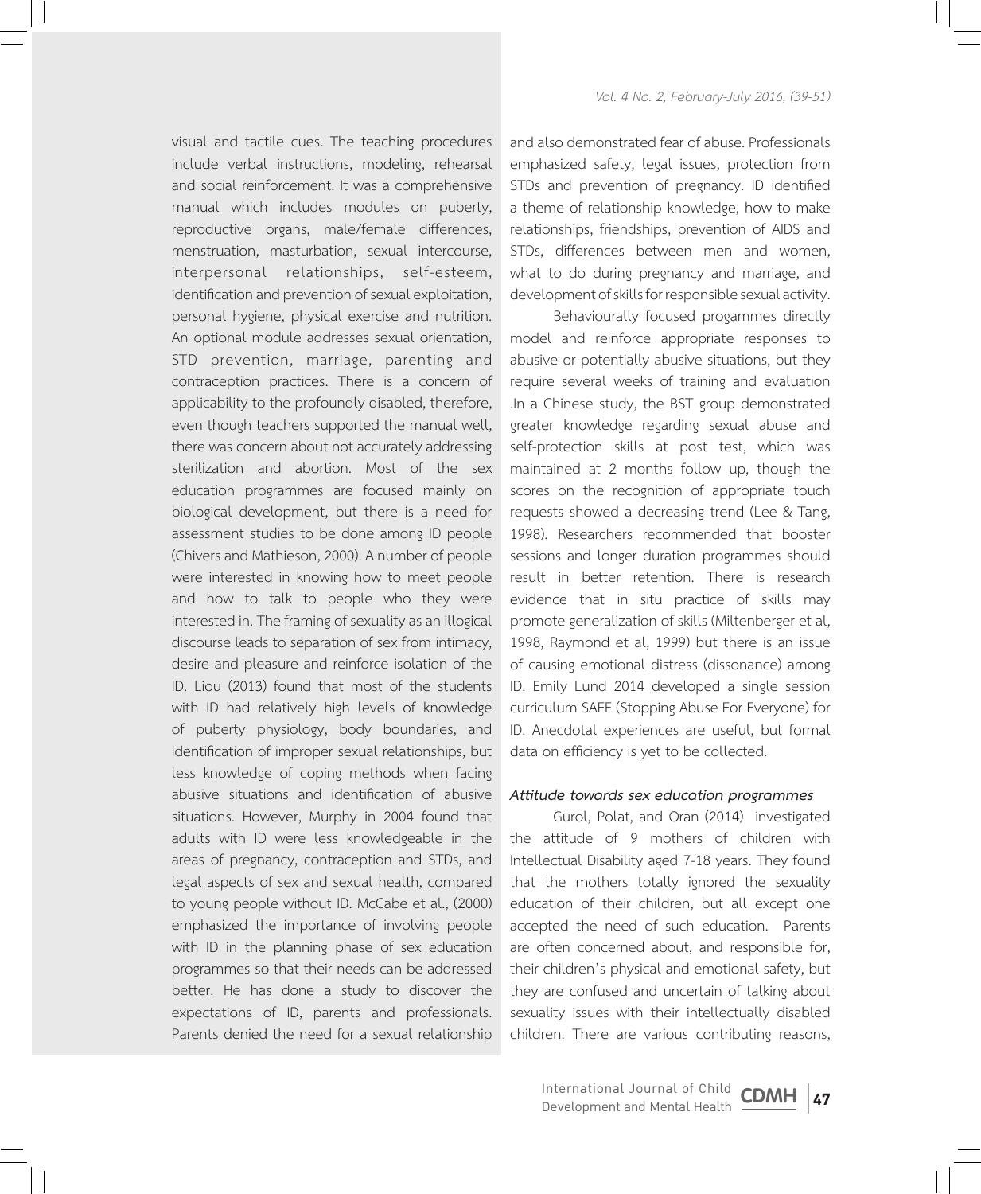visual and tactile cues. The teaching procedures include verbal instructions, modeling, rehearsal and social reinforcement. It was a comprehensive manual which includes modules on puberty, reproductive organs, male/female differences, menstruation, masturbation, sexual intercourse, interpersonal relationships, self-esteem, identification and prevention of sexual exploitation, personal hygiene, physical exercise and nutrition. An optional module addresses sexual orientation, STD prevention, marriage, parenting and contraception practices. There is a concern of applicability to the profoundly disabled, therefore, even though teachers supported the manual well, there was concern about not accurately addressing sterilization and abortion. Most of the sex education programmes are focused mainly on biological development, but there is a need for assessment studies to be done among ID people (Chivers and Mathieson, 2000). A number of people were interested in knowing how to meet people and how to talk to people who they were interested in. The framing of sexuality as an illogical discourse leads to separation of sex from intimacy, desire and pleasure and reinforce isolation of the ID. Liou (2013) found that most of the students with ID had relatively high levels of knowledge of puberty physiology, body boundaries, and identification of improper sexual relationships, but less knowledge of coping methods when facing abusive situations and identification of abusive situations. However, Murphy in 2004 found that adults with ID were less knowledgeable in the areas of pregnancy, contraception and STDs, and legal aspects of sex and sexual health, compared to young people without ID. McCabe et al., (2000) emphasized the importance of involving people with ID in the planning phase of sex education programmes so that their needs can be addressed better. He has done a study to discover the expectations of ID, parents and professionals. Parents denied the need for a sexual relationship and also demonstrated fear of abuse. Professionals emphasized safety, legal issues, protection from STDs and prevention of pregnancy. ID identified a theme of relationship knowledge, how to make relationships, friendships, prevention of AIDS and STDs, differences between men and women, what to do during pregnancy and marriage, and development of skills for responsible sexual activity.

Behaviourally focused progammes directly model and reinforce appropriate responses to abusive or potentially abusive situations, but they require several weeks of training and evaluation .In a Chinese study, the BST group demonstrated greater knowledge regarding sexual abuse and self-protection skills at post test, which was maintained at 2 months follow up, though the scores on the recognition of appropriate touch requests showed a decreasing trend (Lee & Tang, 1998). Researchers recommended that booster sessions and longer duration programmes should result in better retention. There is research evidence that in situ practice of skills may promote generalization of skills (Miltenberger et al, 1998, Raymond et al, 1999) but there is an issue of causing emotional distress (dissonance) among ID. Emily Lund 2014 developed a single session curriculum SAFE (Stopping Abuse For Everyone) for ID. Anecdotal experiences are useful, but formal data on efficiency is yet to be collected.

### *Attitude towards sex education programmes*

Gurol, Polat, and Oran (2014) investigated the attitude of 9 mothers of children with Intellectual Disability aged 7-18 years. They found that the mothers totally ignored the sexuality education of their children, but all except one accepted the need of such education. Parents are often concerned about, and responsible for, their children's physical and emotional safety, but they are confused and uncertain of talking about sexuality issues with their intellectually disabled children. There are various contributing reasons,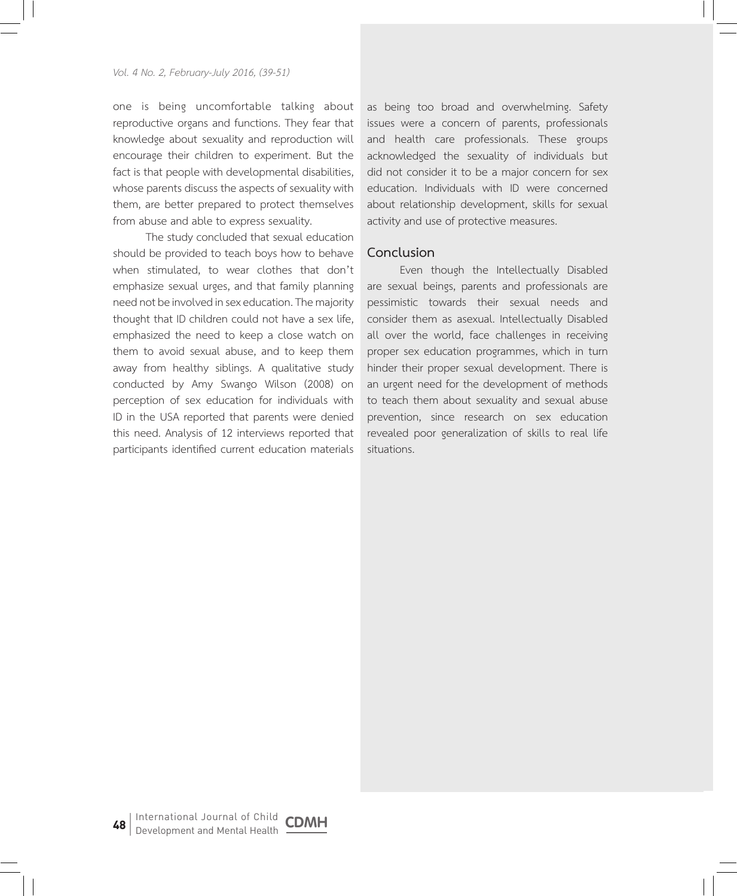one is being uncomfortable talking about reproductive organs and functions. They fear that knowledge about sexuality and reproduction will encourage their children to experiment. But the fact is that people with developmental disabilities, whose parents discuss the aspects of sexuality with them, are better prepared to protect themselves from abuse and able to express sexuality.

The study concluded that sexual education should be provided to teach boys how to behave when stimulated, to wear clothes that don't emphasize sexual urges, and that family planning need not be involved in sex education. The majority thought that ID children could not have a sex life, emphasized the need to keep a close watch on them to avoid sexual abuse, and to keep them away from healthy siblings. A qualitative study conducted by Amy Swango Wilson (2008) on perception of sex education for individuals with ID in the USA reported that parents were denied this need. Analysis of 12 interviews reported that participants identified current education materials as being too broad and overwhelming. Safety issues were a concern of parents, professionals and health care professionals. These groups acknowledged the sexuality of individuals but did not consider it to be a major concern for sex education. Individuals with ID were concerned about relationship development, skills for sexual activity and use of protective measures.

## Conclusion

Even though the Intellectually Disabled are sexual beings, parents and professionals are pessimistic towards their sexual needs and consider them as asexual. Intellectually Disabled all over the world, face challenges in receiving proper sex education programmes, which in turn hinder their proper sexual development. There is an urgent need for the development of methods to teach them about sexuality and sexual abuse prevention, since research on sex education revealed poor generalization of skills to real life situations.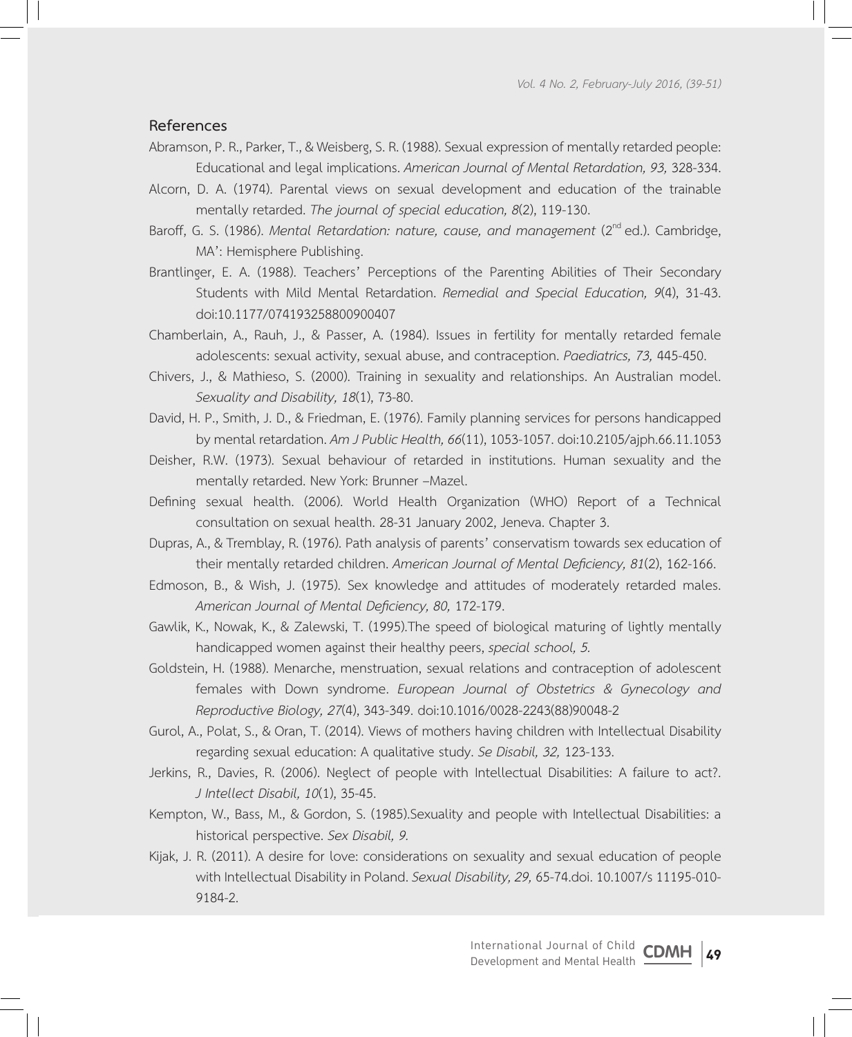## References

Abramson, P. R., Parker, T., & Weisberg, S. R. (1988). Sexual expression of mentally retarded people: Educational and legal implications. *American Journal of Mental Retardation, 93,* 328-334.

Alcorn, D. A. (1974). Parental views on sexual development and education of the trainable mentally retarded. *The journal of special education, 8*(2), 119-130.

Baroff, G. S. (1986). *Mental Retardation: nature, cause, and management* (2nd ed.). Cambridge, MA': Hemisphere Publishing.

Brantlinger, E. A. (1988). Teachers' Perceptions of the Parenting Abilities of Their Secondary Students with Mild Mental Retardation. *Remedial and Special Education, 9*(4), 31-43. doi:10.1177/074193258800900407

Chamberlain, A., Rauh, J., & Passer, A. (1984). Issues in fertility for mentally retarded female adolescents: sexual activity, sexual abuse, and contraception. *Paediatrics, 73,* 445-450.

Chivers, J., & Mathieso, S. (2000). Training in sexuality and relationships. An Australian model. *Sexuality and Disability, 18*(1), 73-80.

David, H. P., Smith, J. D., & Friedman, E. (1976). Family planning services for persons handicapped by mental retardation. *Am J Public Health, 66*(11), 1053-1057. doi:10.2105/ajph.66.11.1053

Deisher, R.W. (1973). Sexual behaviour of retarded in institutions. Human sexuality and the mentally retarded. New York: Brunner –Mazel.

Defining sexual health. (2006). World Health Organization (WHO) Report of a Technical consultation on sexual health. 28-31 January 2002, Jeneva. Chapter 3.

Dupras, A., & Tremblay, R. (1976). Path analysis of parents' conservatism towards sex education of their mentally retarded children. *American Journal of Mental Deficiency, 81*(2), 162-166.

Edmoson, B., & Wish, J. (1975). Sex knowledge and attitudes of moderately retarded males. *American Journal of Mental Deficiency, 80,* 172-179.

Gawlik, K., Nowak, K., & Zalewski, T. (1995).The speed of biological maturing of lightly mentally handicapped women against their healthy peers, *special school, 5.*

Goldstein, H. (1988). Menarche, menstruation, sexual relations and contraception of adolescent females with Down syndrome. *European Journal of Obstetrics & Gynecology and Reproductive Biology, 27*(4), 343-349. doi:10.1016/0028-2243(88)90048-2

Gurol, A., Polat, S., & Oran, T. (2014). Views of mothers having children with Intellectual Disability regarding sexual education: A qualitative study. *Se Disabil, 32,* 123-133.

Jerkins, R., Davies, R. (2006). Neglect of people with Intellectual Disabilities: A failure to act?. *J Intellect Disabil, 10*(1), 35-45.

Kempton, W., Bass, M., & Gordon, S. (1985).Sexuality and people with Intellectual Disabilities: a historical perspective. *Sex Disabil, 9.*

Kijak, J. R. (2011). A desire for love: considerations on sexuality and sexual education of people with Intellectual Disability in Poland. *Sexual Disability, 29,* 65-74.doi. 10.1007/s 11195-010-9184-2.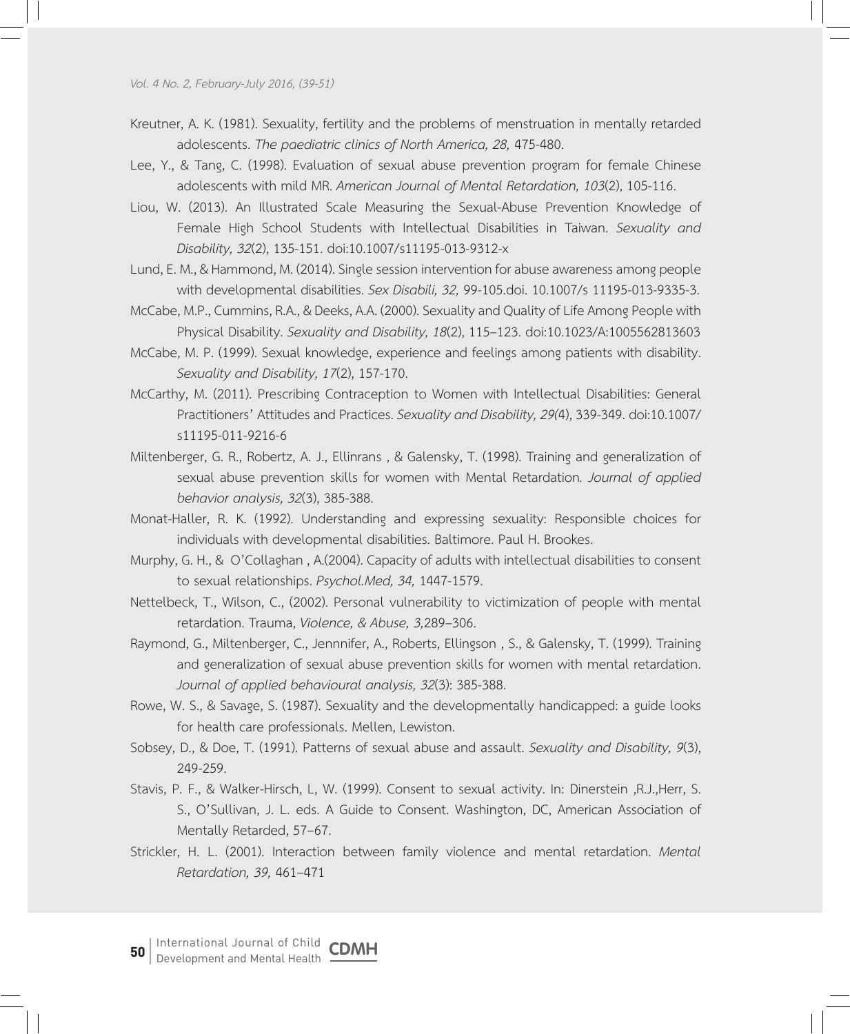Kreutner, A. K. (1981). Sexuality, fertility and the problems of menstruation in mentally retarded adolescents. *The paediatric clinics of North America, 28,* 475-480.

Lee, Y., & Tang, C. (1998). Evaluation of sexual abuse prevention program for female Chinese adolescents with mild MR. *American Journal of Mental Retardation, 103*(2), 105-116.

Liou, W. (2013). An Illustrated Scale Measuring the Sexual-Abuse Prevention Knowledge of Female High School Students with Intellectual Disabilities in Taiwan. *Sexuality and Disability, 32*(2), 135-151. doi:10.1007/s11195-013-9312-x

Lund, E. M., & Hammond, M. (2014). Single session intervention for abuse awareness among people with developmental disabilities. *Sex Disabili, 32,* 99-105.doi. 10.1007/s 11195-013-9335-3.

McCabe, M.P., Cummins, R.A., & Deeks, A.A. (2000). Sexuality and Quality of Life Among People with Physical Disability. *Sexuality and Disability, 18*(2), 115–123. doi:10.1023/A:1005562813603

McCabe, M. P. (1999). Sexual knowledge, experience and feelings among patients with disability. *Sexuality and Disability, 17*(2), 157-170.

McCarthy, M. (2011). Prescribing Contraception to Women with Intellectual Disabilities: General Practitioners' Attitudes and Practices. *Sexuality and Disability, 29(*4), 339-349. doi:10.1007/s11195-011-9216-6

Miltenberger, G. R., Robertz, A. J., Ellinrans , & Galensky, T. (1998). Training and generalization of sexual abuse prevention skills for women with Mental Retardation*. Journal of applied behavior analysis, 32*(3), 385-388.

Monat-Haller, R. K. (1992). Understanding and expressing sexuality: Responsible choices for individuals with developmental disabilities. Baltimore. Paul H. Brookes.

Murphy, G. H., & O'Collaghan , A.(2004). Capacity of adults with intellectual disabilities to consent to sexual relationships. *Psychol.Med, 34,* 1447-1579.

Nettelbeck, T., Wilson, C., (2002). Personal vulnerability to victimization of people with mental retardation. Trauma, *Violence, & Abuse, 3,*289–306.

Raymond, G., Miltenberger, C., Jennnifer, A., Roberts, Ellingson , S., & Galensky, T. (1999). Training and generalization of sexual abuse prevention skills for women with mental retardation. *Journal of applied behavioural analysis, 32*(3): 385-388.

Rowe, W. S., & Savage, S. (1987). Sexuality and the developmentally handicapped: a guide looks for health care professionals. Mellen, Lewiston.

Sobsey, D., & Doe, T. (1991). Patterns of sexual abuse and assault. *Sexuality and Disability, 9*(3), 249-259.

Stavis, P. F., & Walker-Hirsch, L, W. (1999). Consent to sexual activity. In: Dinerstein ,R.J.,Herr, S. S., O'Sullivan, J. L. eds. A Guide to Consent. Washington, DC, American Association of Mentally Retarded, 57–67.

Strickler, H. L. (2001). Interaction between family violence and mental retardation. *Mental Retardation, 39,* 461–471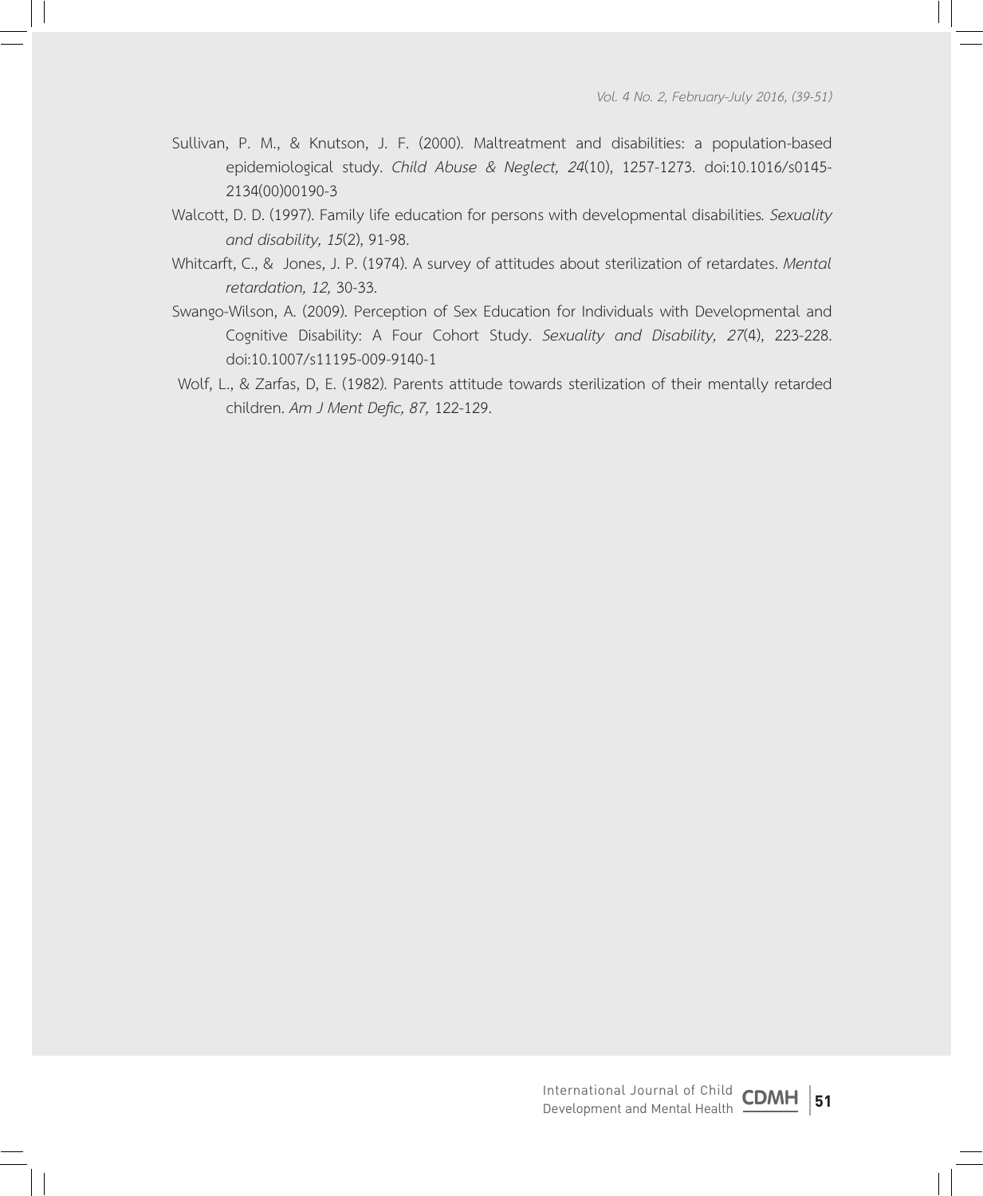Sullivan, P. M., & Knutson, J. F. (2000). Maltreatment and disabilities: a population-based epidemiological study. *Child Abuse & Neglect, 24*(10), 1257-1273. doi:10.1016/s0145-2134(00)00190-3

Walcott, D. D. (1997). Family life education for persons with developmental disabilities. *Sexuality and disability, 15*(2), 91-98.

Whitcarft, C., & Jones, J. P. (1974). A survey of attitudes about sterilization of retardates. *Mental retardation, 12,* 30-33.

Swango-Wilson, A. (2009). Perception of Sex Education for Individuals with Developmental and Cognitive Disability: A Four Cohort Study. *Sexuality and Disability, 27*(4), 223-228. doi:10.1007/s11195-009-9140-1

Wolf, L., & Zarfas, D, E. (1982). Parents attitude towards sterilization of their mentally retarded children. *Am J Ment Defic, 87,* 122-129.